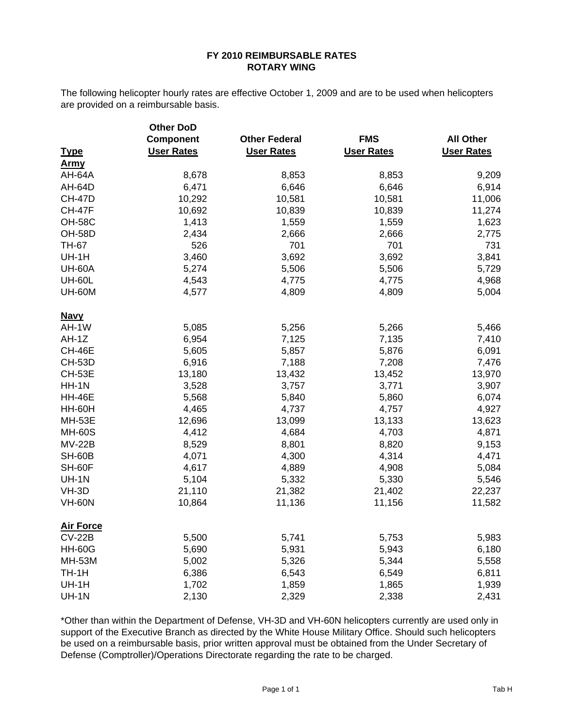**FY 2010 REIMBURSABLE RATES**
**ROTARY WING**

The following helicopter hourly rates are effective October 1, 2009 and are to be used when helicopters are provided on a reimbursable basis.

| Type | Other DoD Component User Rates | Other Federal User Rates | FMS User Rates | All Other User Rates |
|---|---|---|---|---|
| **Army** | | | | |
| AH-64A | 8,678 | 8,853 | 8,853 | 9,209 |
| AH-64D | 6,471 | 6,646 | 6,646 | 6,914 |
| CH-47D | 10,292 | 10,581 | 10,581 | 11,006 |
| CH-47F | 10,692 | 10,839 | 10,839 | 11,274 |
| OH-58C | 1,413 | 1,559 | 1,559 | 1,623 |
| OH-58D | 2,434 | 2,666 | 2,666 | 2,775 |
| TH-67 | 526 | 701 | 701 | 731 |
| UH-1H | 3,460 | 3,692 | 3,692 | 3,841 |
| UH-60A | 5,274 | 5,506 | 5,506 | 5,729 |
| UH-60L | 4,543 | 4,775 | 4,775 | 4,968 |
| UH-60M | 4,577 | 4,809 | 4,809 | 5,004 |
| **Navy** | | | | |
| AH-1W | 5,085 | 5,256 | 5,266 | 5,466 |
| AH-1Z | 6,954 | 7,125 | 7,135 | 7,410 |
| CH-46E | 5,605 | 5,857 | 5,876 | 6,091 |
| CH-53D | 6,916 | 7,188 | 7,208 | 7,476 |
| CH-53E | 13,180 | 13,432 | 13,452 | 13,970 |
| HH-1N | 3,528 | 3,757 | 3,771 | 3,907 |
| HH-46E | 5,568 | 5,840 | 5,860 | 6,074 |
| HH-60H | 4,465 | 4,737 | 4,757 | 4,927 |
| MH-53E | 12,696 | 13,099 | 13,133 | 13,623 |
| MH-60S | 4,412 | 4,684 | 4,703 | 4,871 |
| MV-22B | 8,529 | 8,801 | 8,820 | 9,153 |
| SH-60B | 4,071 | 4,300 | 4,314 | 4,471 |
| SH-60F | 4,617 | 4,889 | 4,908 | 5,084 |
| UH-1N | 5,104 | 5,332 | 5,330 | 5,546 |
| VH-3D | 21,110 | 21,382 | 21,402 | 22,237 |
| VH-60N | 10,864 | 11,136 | 11,156 | 11,582 |
| **Air Force** | | | | |
| CV-22B | 5,500 | 5,741 | 5,753 | 5,983 |
| HH-60G | 5,690 | 5,931 | 5,943 | 6,180 |
| MH-53M | 5,002 | 5,326 | 5,344 | 5,558 |
| TH-1H | 6,386 | 6,543 | 6,549 | 6,811 |
| UH-1H | 1,702 | 1,859 | 1,865 | 1,939 |
| UH-1N | 2,130 | 2,329 | 2,338 | 2,431 |

*Other than within the Department of Defense, VH-3D and VH-60N helicopters currently are used only in support of the Executive Branch as directed by the White House Military Office. Should such helicopters be used on a reimbursable basis, prior written approval must be obtained from the Under Secretary of Defense (Comptroller)/Operations Directorate regarding the rate to be charged.

Tab H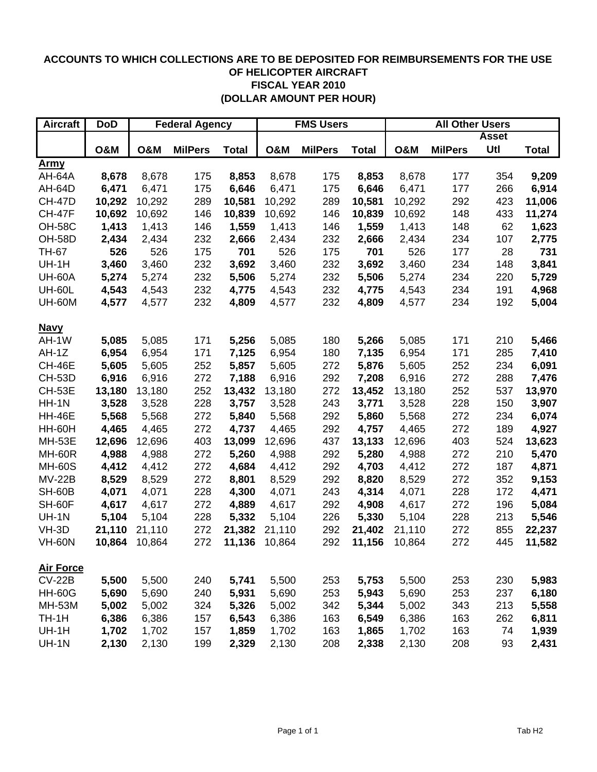**ACCOUNTS TO WHICH COLLECTIONS ARE TO BE DEPOSITED FOR REIMBURSEMENTS FOR THE USE OF HELICOPTER AIRCRAFT**
**FISCAL YEAR 2010**
**(DOLLAR AMOUNT PER HOUR)**

| Aircraft | DoD | Federal Agency | | | FMS Users | | | All Other Users | | | |
|---|---|---|---|---|---|---|---|---|---|---|---|
| | O&M | O&M | MilPers | Total | O&M | MilPers | Total | O&M | MilPers | Asset Utl | Total |
| **Army** | | | | | | | | | | | |
| AH-64A | **8,678** | 8,678 | 175 | **8,853** | 8,678 | 175 | **8,853** | 8,678 | 177 | 354 | **9,209** |
| AH-64D | **6,471** | 6,471 | 175 | **6,646** | 6,471 | 175 | **6,646** | 6,471 | 177 | 266 | **6,914** |
| CH-47D | **10,292** | 10,292 | 289 | **10,581** | 10,292 | 289 | **10,581** | 10,292 | 292 | 423 | **11,006** |
| CH-47F | **10,692** | 10,692 | 146 | **10,839** | 10,692 | 146 | **10,839** | 10,692 | 148 | 433 | **11,274** |
| OH-58C | **1,413** | 1,413 | 146 | **1,559** | 1,413 | 146 | **1,559** | 1,413 | 148 | 62 | **1,623** |
| OH-58D | **2,434** | 2,434 | 232 | **2,666** | 2,434 | 232 | **2,666** | 2,434 | 234 | 107 | **2,775** |
| TH-67 | **526** | 526 | 175 | **701** | 526 | 175 | **701** | 526 | 177 | 28 | **731** |
| UH-1H | **3,460** | 3,460 | 232 | **3,692** | 3,460 | 232 | **3,692** | 3,460 | 234 | 148 | **3,841** |
| UH-60A | **5,274** | 5,274 | 232 | **5,506** | 5,274 | 232 | **5,506** | 5,274 | 234 | 220 | **5,729** |
| UH-60L | **4,543** | 4,543 | 232 | **4,775** | 4,543 | 232 | **4,775** | 4,543 | 234 | 191 | **4,968** |
| UH-60M | **4,577** | 4,577 | 232 | **4,809** | 4,577 | 232 | **4,809** | 4,577 | 234 | 192 | **5,004** |
| **Navy** | | | | | | | | | | | |
| AH-1W | **5,085** | 5,085 | 171 | **5,256** | 5,085 | 180 | **5,266** | 5,085 | 171 | 210 | **5,466** |
| AH-1Z | **6,954** | 6,954 | 171 | **7,125** | 6,954 | 180 | **7,135** | 6,954 | 171 | 285 | **7,410** |
| CH-46E | **5,605** | 5,605 | 252 | **5,857** | 5,605 | 272 | **5,876** | 5,605 | 252 | 234 | **6,091** |
| CH-53D | **6,916** | 6,916 | 272 | **7,188** | 6,916 | 292 | **7,208** | 6,916 | 272 | 288 | **7,476** |
| CH-53E | **13,180** | 13,180 | 252 | **13,432** | 13,180 | 272 | **13,452** | 13,180 | 252 | 537 | **13,970** |
| HH-1N | **3,528** | 3,528 | 228 | **3,757** | 3,528 | 243 | **3,771** | 3,528 | 228 | 150 | **3,907** |
| HH-46E | **5,568** | 5,568 | 272 | **5,840** | 5,568 | 292 | **5,860** | 5,568 | 272 | 234 | **6,074** |
| HH-60H | **4,465** | 4,465 | 272 | **4,737** | 4,465 | 292 | **4,757** | 4,465 | 272 | 189 | **4,927** |
| MH-53E | **12,696** | 12,696 | 403 | **13,099** | 12,696 | 437 | **13,133** | 12,696 | 403 | 524 | **13,623** |
| MH-60R | **4,988** | 4,988 | 272 | **5,260** | 4,988 | 292 | **5,280** | 4,988 | 272 | 210 | **5,470** |
| MH-60S | **4,412** | 4,412 | 272 | **4,684** | 4,412 | 292 | **4,703** | 4,412 | 272 | 187 | **4,871** |
| MV-22B | **8,529** | 8,529 | 272 | **8,801** | 8,529 | 292 | **8,820** | 8,529 | 272 | 352 | **9,153** |
| SH-60B | **4,071** | 4,071 | 228 | **4,300** | 4,071 | 243 | **4,314** | 4,071 | 228 | 172 | **4,471** |
| SH-60F | **4,617** | 4,617 | 272 | **4,889** | 4,617 | 292 | **4,908** | 4,617 | 272 | 196 | **5,084** |
| UH-1N | **5,104** | 5,104 | 228 | **5,332** | 5,104 | 226 | **5,330** | 5,104 | 228 | 213 | **5,546** |
| VH-3D | **21,110** | 21,110 | 272 | **21,382** | 21,110 | 292 | **21,402** | 21,110 | 272 | 855 | **22,237** |
| VH-60N | **10,864** | 10,864 | 272 | **11,136** | 10,864 | 292 | **11,156** | 10,864 | 272 | 445 | **11,582** |
| **Air Force** | | | | | | | | | | | |
| CV-22B | **5,500** | 5,500 | 240 | **5,741** | 5,500 | 253 | **5,753** | 5,500 | 253 | 230 | **5,983** |
| HH-60G | **5,690** | 5,690 | 240 | **5,931** | 5,690 | 253 | **5,943** | 5,690 | 253 | 237 | **6,180** |
| MH-53M | **5,002** | 5,002 | 324 | **5,326** | 5,002 | 342 | **5,344** | 5,002 | 343 | 213 | **5,558** |
| TH-1H | **6,386** | 6,386 | 157 | **6,543** | 6,386 | 163 | **6,549** | 6,386 | 163 | 262 | **6,811** |
| UH-1H | **1,702** | 1,702 | 157 | **1,859** | 1,702 | 163 | **1,865** | 1,702 | 163 | 74 | **1,939** |
| UH-1N | **2,130** | 2,130 | 199 | **2,329** | 2,130 | 208 | **2,338** | 2,130 | 208 | 93 | **2,431** |

Tab H2